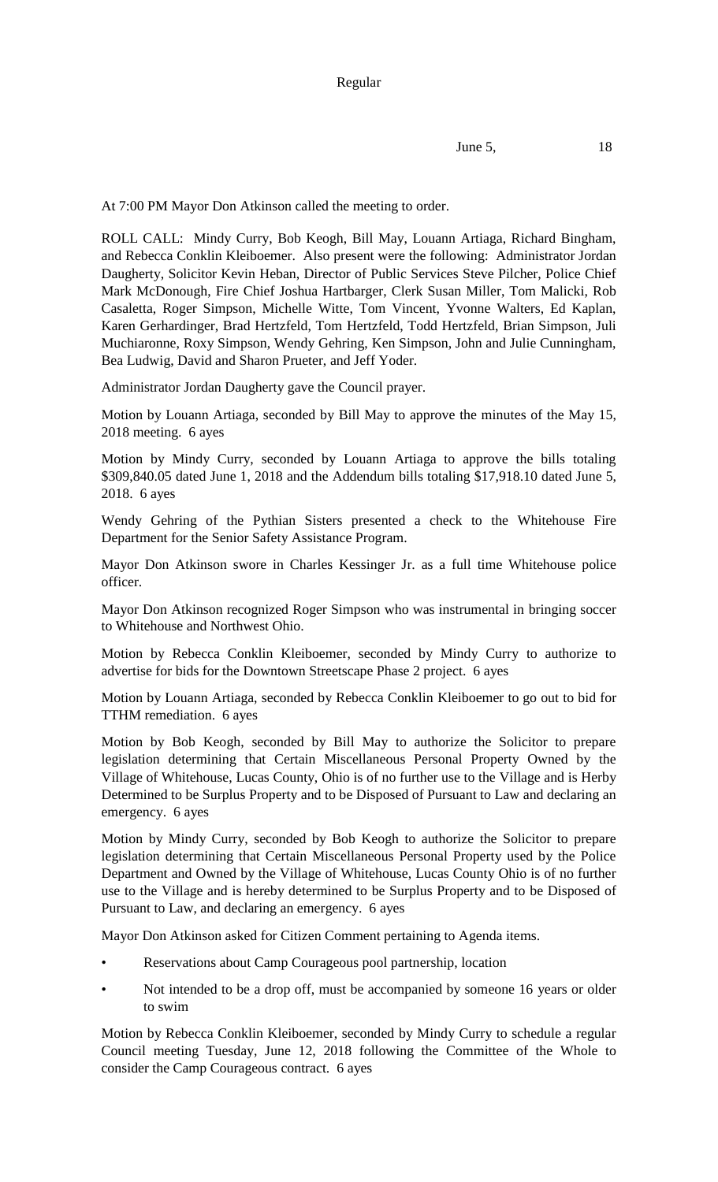Regular

June 5, 18

At 7:00 PM Mayor Don Atkinson called the meeting to order.

ROLL CALL: Mindy Curry, Bob Keogh, Bill May, Louann Artiaga, Richard Bingham, and Rebecca Conklin Kleiboemer. Also present were the following: Administrator Jordan Daugherty, Solicitor Kevin Heban, Director of Public Services Steve Pilcher, Police Chief Mark McDonough, Fire Chief Joshua Hartbarger, Clerk Susan Miller, Tom Malicki, Rob Casaletta, Roger Simpson, Michelle Witte, Tom Vincent, Yvonne Walters, Ed Kaplan, Karen Gerhardinger, Brad Hertzfeld, Tom Hertzfeld, Todd Hertzfeld, Brian Simpson, Juli Muchiaronne, Roxy Simpson, Wendy Gehring, Ken Simpson, John and Julie Cunningham, Bea Ludwig, David and Sharon Prueter, and Jeff Yoder.

Administrator Jordan Daugherty gave the Council prayer.

Motion by Louann Artiaga, seconded by Bill May to approve the minutes of the May 15, 2018 meeting. 6 ayes

Motion by Mindy Curry, seconded by Louann Artiaga to approve the bills totaling $309,840.05 dated June 1, 2018 and the Addendum bills totaling $17,918.10 dated June 5, 2018. 6 ayes

Wendy Gehring of the Pythian Sisters presented a check to the Whitehouse Fire Department for the Senior Safety Assistance Program.

Mayor Don Atkinson swore in Charles Kessinger Jr. as a full time Whitehouse police officer.

Mayor Don Atkinson recognized Roger Simpson who was instrumental in bringing soccer to Whitehouse and Northwest Ohio.

Motion by Rebecca Conklin Kleiboemer, seconded by Mindy Curry to authorize to advertise for bids for the Downtown Streetscape Phase 2 project. 6 ayes

Motion by Louann Artiaga, seconded by Rebecca Conklin Kleiboemer to go out to bid for TTHM remediation. 6 ayes

Motion by Bob Keogh, seconded by Bill May to authorize the Solicitor to prepare legislation determining that Certain Miscellaneous Personal Property Owned by the Village of Whitehouse, Lucas County, Ohio is of no further use to the Village and is Herby Determined to be Surplus Property and to be Disposed of Pursuant to Law and declaring an emergency. 6 ayes

Motion by Mindy Curry, seconded by Bob Keogh to authorize the Solicitor to prepare legislation determining that Certain Miscellaneous Personal Property used by the Police Department and Owned by the Village of Whitehouse, Lucas County Ohio is of no further use to the Village and is hereby determined to be Surplus Property and to be Disposed of Pursuant to Law, and declaring an emergency. 6 ayes

Mayor Don Atkinson asked for Citizen Comment pertaining to Agenda items.

- Reservations about Camp Courageous pool partnership, location
- Not intended to be a drop off, must be accompanied by someone 16 years or older to swim

Motion by Rebecca Conklin Kleiboemer, seconded by Mindy Curry to schedule a regular Council meeting Tuesday, June 12, 2018 following the Committee of the Whole to consider the Camp Courageous contract. 6 ayes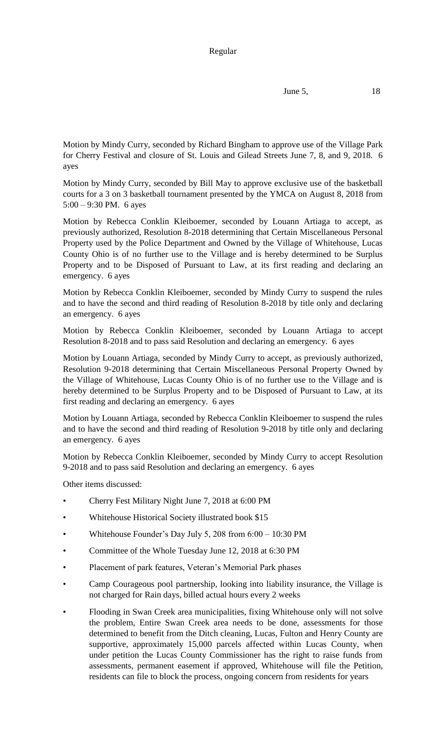Motion by Mindy Curry, seconded by Richard Bingham to approve use of the Village Park for Cherry Festival and closure of St. Louis and Gilead Streets June 7, 8, and 9, 2018. 6 ayes

Motion by Mindy Curry, seconded by Bill May to approve exclusive use of the basketball courts for a 3 on 3 basketball tournament presented by the YMCA on August 8, 2018 from 5:00 – 9:30 PM. 6 ayes

Motion by Rebecca Conklin Kleiboemer, seconded by Louann Artiaga to accept, as previously authorized, Resolution 8-2018 determining that Certain Miscellaneous Personal Property used by the Police Department and Owned by the Village of Whitehouse, Lucas County Ohio is of no further use to the Village and is hereby determined to be Surplus Property and to be Disposed of Pursuant to Law, at its first reading and declaring an emergency. 6 ayes

Motion by Rebecca Conklin Kleiboemer, seconded by Mindy Curry to suspend the rules and to have the second and third reading of Resolution 8-2018 by title only and declaring an emergency. 6 ayes

Motion by Rebecca Conklin Kleiboemer, seconded by Louann Artiaga to accept Resolution 8-2018 and to pass said Resolution and declaring an emergency. 6 ayes

Motion by Louann Artiaga, seconded by Mindy Curry to accept, as previously authorized, Resolution 9-2018 determining that Certain Miscellaneous Personal Property Owned by the Village of Whitehouse, Lucas County Ohio is of no further use to the Village and is hereby determined to be Surplus Property and to be Disposed of Pursuant to Law, at its first reading and declaring an emergency. 6 ayes

Motion by Louann Artiaga, seconded by Rebecca Conklin Kleiboemer to suspend the rules and to have the second and third reading of Resolution 9-2018 by title only and declaring an emergency. 6 ayes

Motion by Rebecca Conklin Kleiboemer, seconded by Mindy Curry to accept Resolution 9-2018 and to pass said Resolution and declaring an emergency. 6 ayes

Other items discussed:

- Cherry Fest Military Night June 7, 2018 at 6:00 PM
- Whitehouse Historical Society illustrated book $15
- Whitehouse Founder's Day July 5, 208 from 6:00 – 10:30 PM
- Committee of the Whole Tuesday June 12, 2018 at 6:30 PM
- Placement of park features, Veteran's Memorial Park phases
- Camp Courageous pool partnership, looking into liability insurance, the Village is not charged for Rain days, billed actual hours every 2 weeks
- Flooding in Swan Creek area municipalities, fixing Whitehouse only will not solve the problem, Entire Swan Creek area needs to be done, assessments for those determined to benefit from the Ditch cleaning, Lucas, Fulton and Henry County are supportive, approximately 15,000 parcels affected within Lucas County, when under petition the Lucas County Commissioner has the right to raise funds from assessments, permanent easement if approved, Whitehouse will file the Petition, residents can file to block the process, ongoing concern from residents for years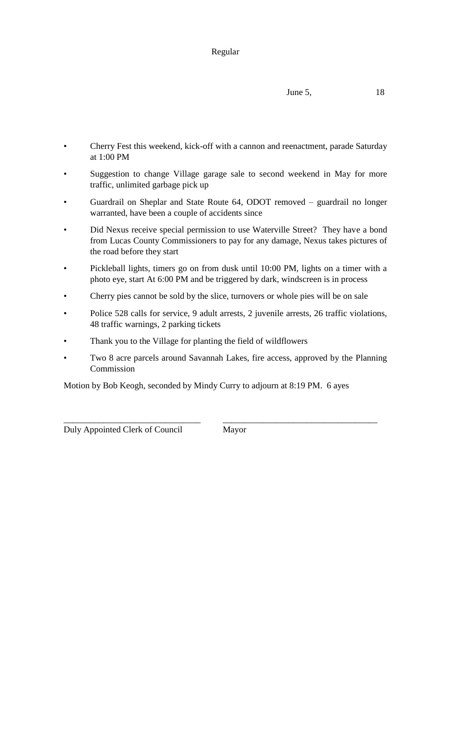- Cherry Fest this weekend, kick-off with a cannon and reenactment, parade Saturday at 1:00 PM
- Suggestion to change Village garage sale to second weekend in May for more traffic, unlimited garbage pick up
- Guardrail on Sheplar and State Route 64, ODOT removed – guardrail no longer warranted, have been a couple of accidents since
- Did Nexus receive special permission to use Waterville Street? They have a bond from Lucas County Commissioners to pay for any damage, Nexus takes pictures of the road before they start
- Pickleball lights, timers go on from dusk until 10:00 PM, lights on a timer with a photo eye, start At 6:00 PM and be triggered by dark, windscreen is in process
- Cherry pies cannot be sold by the slice, turnovers or whole pies will be on sale
- Police 528 calls for service, 9 adult arrests, 2 juvenile arrests, 26 traffic violations, 48 traffic warnings, 2 parking tickets
- Thank you to the Village for planting the field of wildflowers
- Two 8 acre parcels around Savannah Lakes, fire access, approved by the Planning Commission

Motion by Bob Keogh, seconded by Mindy Curry to adjourn at 8:19 PM. 6 ayes

_______________________________ ___________________________________

Duly Appointed Clerk of Council Mayor